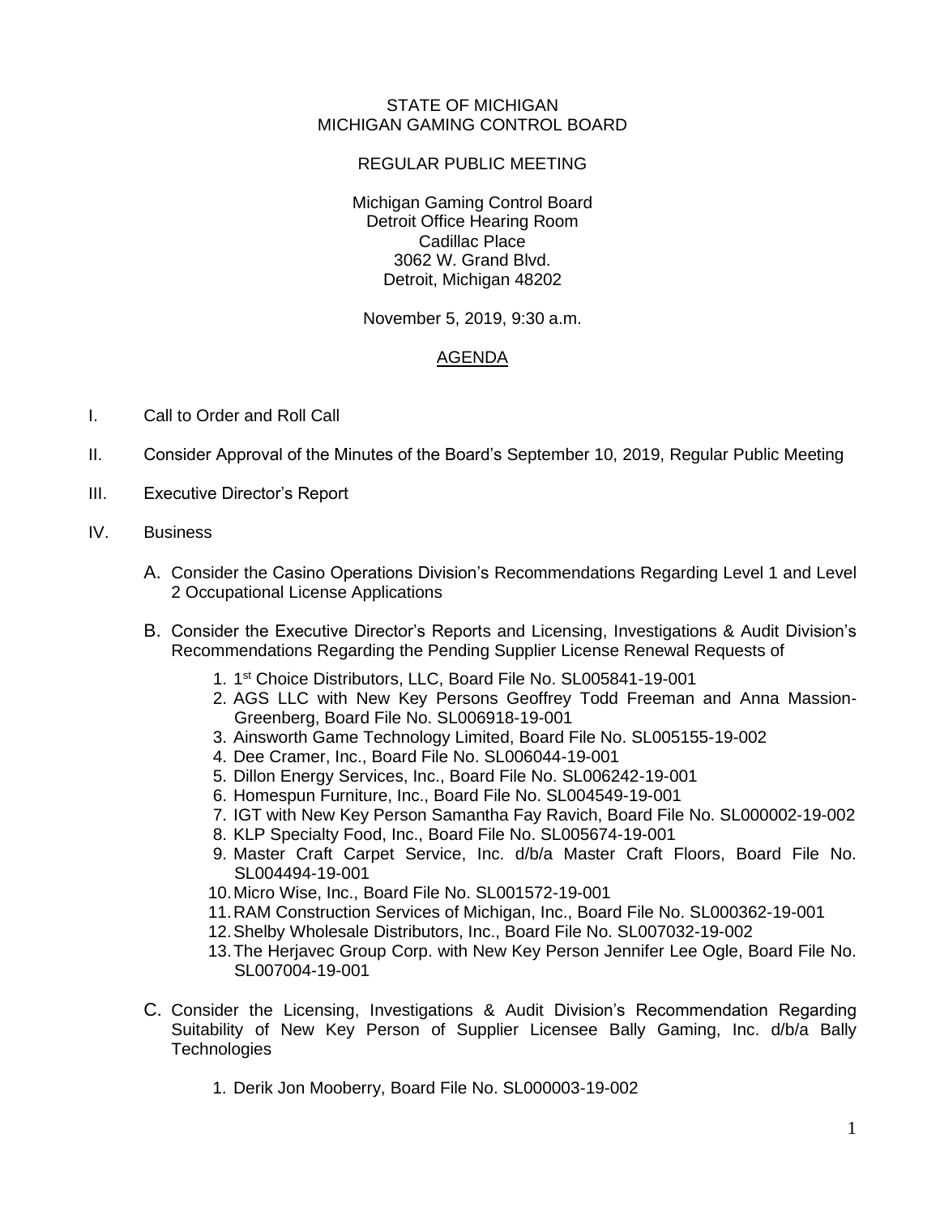STATE OF MICHIGAN
MICHIGAN GAMING CONTROL BOARD

REGULAR PUBLIC MEETING

Michigan Gaming Control Board
Detroit Office Hearing Room
Cadillac Place
3062 W. Grand Blvd.
Detroit, Michigan 48202

November 5, 2019, 9:30 a.m.

## AGENDA

I. Call to Order and Roll Call

II. Consider Approval of the Minutes of the Board's September 10, 2019, Regular Public Meeting

III. Executive Director's Report

IV. Business

A. Consider the Casino Operations Division's Recommendations Regarding Level 1 and Level 2 Occupational License Applications

B. Consider the Executive Director's Reports and Licensing, Investigations & Audit Division's Recommendations Regarding the Pending Supplier License Renewal Requests of

1. 1st Choice Distributors, LLC, Board File No. SL005841-19-001
2. AGS LLC with New Key Persons Geoffrey Todd Freeman and Anna Massion-Greenberg, Board File No. SL006918-19-001
3. Ainsworth Game Technology Limited, Board File No. SL005155-19-002
4. Dee Cramer, Inc., Board File No. SL006044-19-001
5. Dillon Energy Services, Inc., Board File No. SL006242-19-001
6. Homespun Furniture, Inc., Board File No. SL004549-19-001
7. IGT with New Key Person Samantha Fay Ravich, Board File No. SL000002-19-002
8. KLP Specialty Food, Inc., Board File No. SL005674-19-001
9. Master Craft Carpet Service, Inc. d/b/a Master Craft Floors, Board File No. SL004494-19-001
10. Micro Wise, Inc., Board File No. SL001572-19-001
11. RAM Construction Services of Michigan, Inc., Board File No. SL000362-19-001
12. Shelby Wholesale Distributors, Inc., Board File No. SL007032-19-002
13. The Herjavec Group Corp. with New Key Person Jennifer Lee Ogle, Board File No. SL007004-19-001

C. Consider the Licensing, Investigations & Audit Division's Recommendation Regarding Suitability of New Key Person of Supplier Licensee Bally Gaming, Inc. d/b/a Bally Technologies

1. Derik Jon Mooberry, Board File No. SL000003-19-002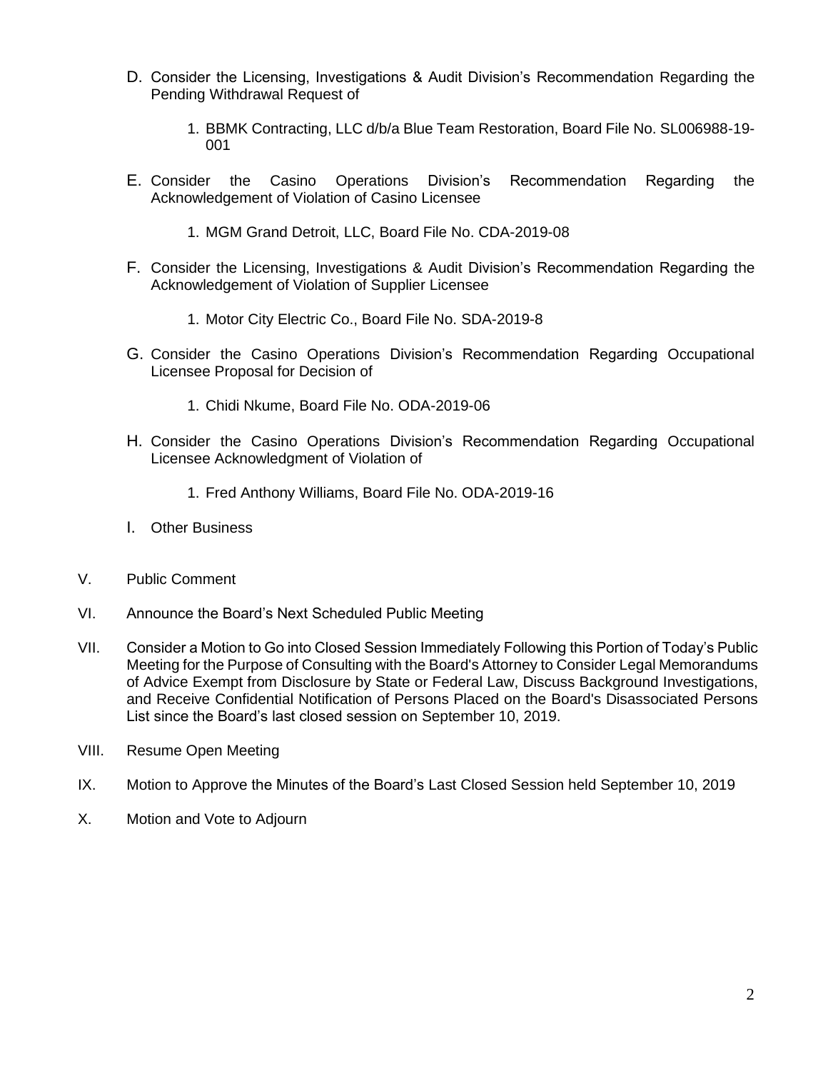D. Consider the Licensing, Investigations & Audit Division's Recommendation Regarding the Pending Withdrawal Request of

   1. BBMK Contracting, LLC d/b/a Blue Team Restoration, Board File No. SL006988-19-001

E. Consider the Casino Operations Division's Recommendation Regarding the Acknowledgement of Violation of Casino Licensee

   1. MGM Grand Detroit, LLC, Board File No. CDA-2019-08

F. Consider the Licensing, Investigations & Audit Division's Recommendation Regarding the Acknowledgement of Violation of Supplier Licensee

   1. Motor City Electric Co., Board File No. SDA-2019-8

G. Consider the Casino Operations Division's Recommendation Regarding Occupational Licensee Proposal for Decision of

   1. Chidi Nkume, Board File No. ODA-2019-06

H. Consider the Casino Operations Division's Recommendation Regarding Occupational Licensee Acknowledgment of Violation of

   1. Fred Anthony Williams, Board File No. ODA-2019-16

I. Other Business

V. Public Comment

VI. Announce the Board's Next Scheduled Public Meeting

VII. Consider a Motion to Go into Closed Session Immediately Following this Portion of Today's Public Meeting for the Purpose of Consulting with the Board's Attorney to Consider Legal Memorandums of Advice Exempt from Disclosure by State or Federal Law, Discuss Background Investigations, and Receive Confidential Notification of Persons Placed on the Board's Disassociated Persons List since the Board's last closed session on September 10, 2019.

VIII. Resume Open Meeting

IX. Motion to Approve the Minutes of the Board's Last Closed Session held September 10, 2019

X. Motion and Vote to Adjourn